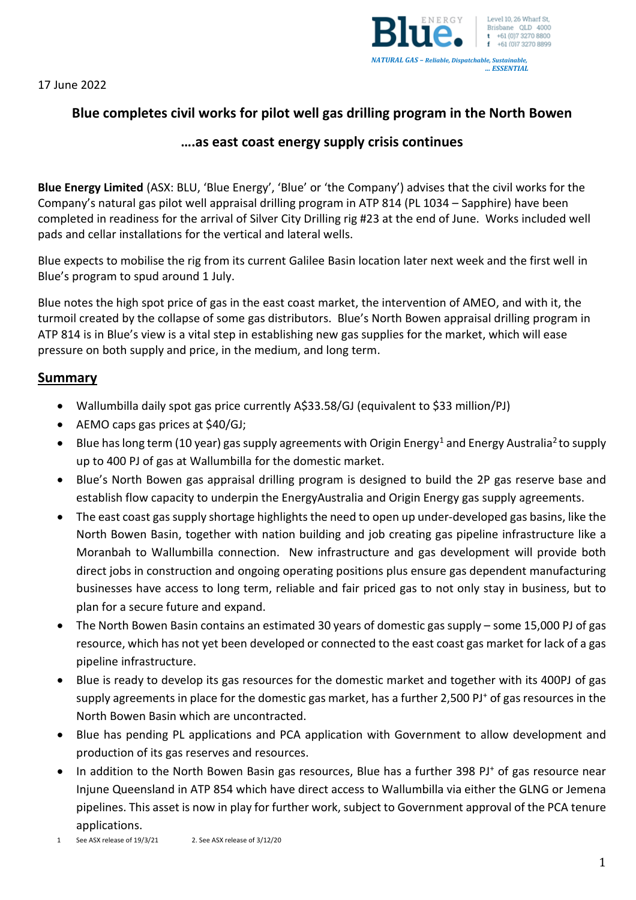17 June 2022

# Blue completes civil works for pilot well gas drilling program in the North Bowen

## ….as east coast energy supply crisis continues

**Blue Energy Limited** (ASX: BLU, 'Blue Energy', 'Blue' or 'the Company') advises that the civil works for the Company's natural gas pilot well appraisal drilling program in ATP 814 (PL 1034 – Sapphire) have been completed in readiness for the arrival of Silver City Drilling rig #23 at the end of June. Works included well pads and cellar installations for the vertical and lateral wells.

Blue expects to mobilise the rig from its current Galilee Basin location later next week and the first well in Blue's program to spud around 1 July.

Blue notes the high spot price of gas in the east coast market, the intervention of AMEO, and with it, the turmoil created by the collapse of some gas distributors. Blue's North Bowen appraisal drilling program in ATP 814 is in Blue's view is a vital step in establishing new gas supplies for the market, which will ease pressure on both supply and price, in the medium, and long term.

## Summary

- Wallumbilla daily spot gas price currently A$33.58/GJ (equivalent to $33 million/PJ)
- AEMO caps gas prices at $40/GJ;
- Blue has long term (10 year) gas supply agreements with Origin Energy[1] and Energy Australia[2] to supply up to 400 PJ of gas at Wallumbilla for the domestic market.
- Blue's North Bowen gas appraisal drilling program is designed to build the 2P gas reserve base and establish flow capacity to underpin the EnergyAustralia and Origin Energy gas supply agreements.
- The east coast gas supply shortage highlights the need to open up under-developed gas basins, like the North Bowen Basin, together with nation building and job creating gas pipeline infrastructure like a Moranbah to Wallumbilla connection. New infrastructure and gas development will provide both direct jobs in construction and ongoing operating positions plus ensure gas dependent manufacturing businesses have access to long term, reliable and fair priced gas to not only stay in business, but to plan for a secure future and expand.
- The North Bowen Basin contains an estimated 30 years of domestic gas supply – some 15,000 PJ of gas resource, which has not yet been developed or connected to the east coast gas market for lack of a gas pipeline infrastructure.
- Blue is ready to develop its gas resources for the domestic market and together with its 400PJ of gas supply agreements in place for the domestic gas market, has a further 2,500 PJ⁺ of gas resources in the North Bowen Basin which are uncontracted.
- Blue has pending PL applications and PCA application with Government to allow development and production of its gas reserves and resources.
- In addition to the North Bowen Basin gas resources, Blue has a further 398 PJ⁺ of gas resource near Injune Queensland in ATP 854 which have direct access to Wallumbilla via either the GLNG or Jemena pipelines. This asset is now in play for further work, subject to Government approval of the PCA tenure applications.

1 See ASX release of 19/3/21 2. See ASX release of 3/12/20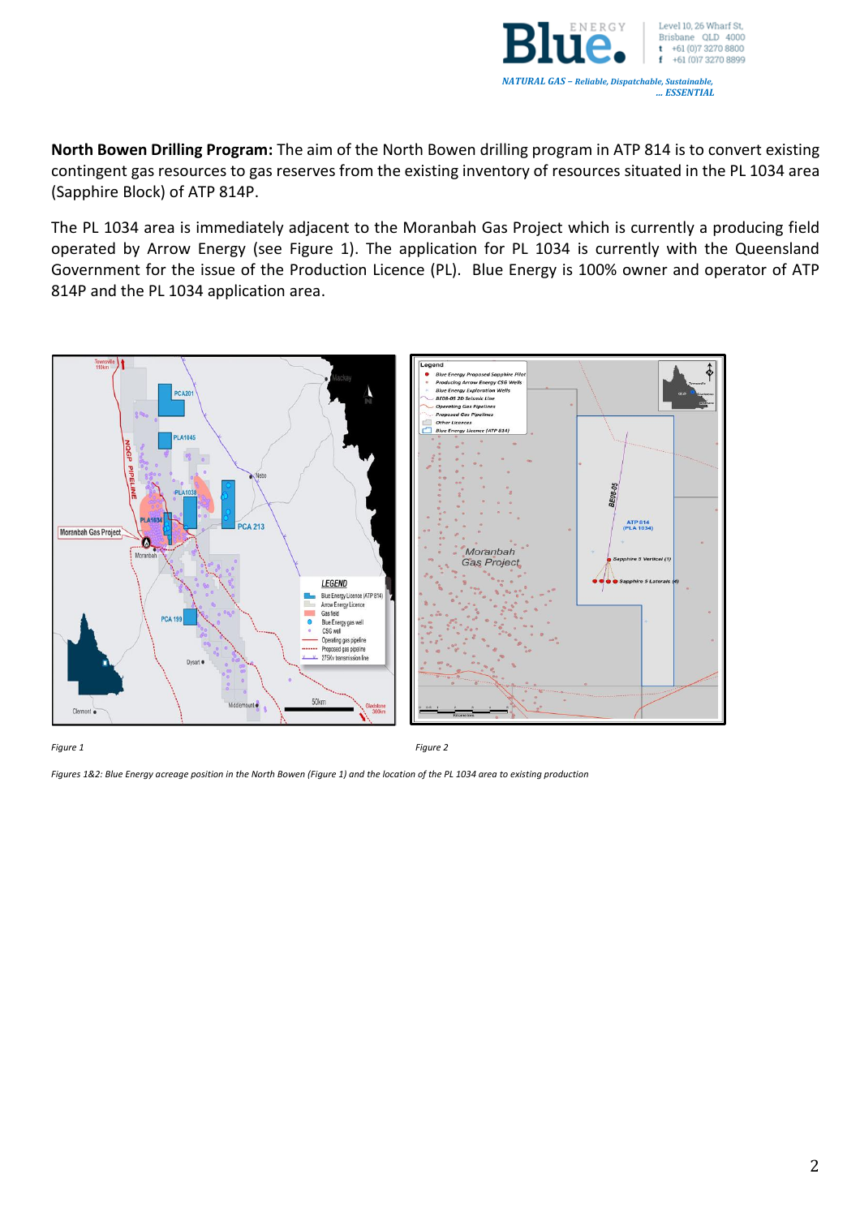**North Bowen Drilling Program:** The aim of the North Bowen drilling program in ATP 814 is to convert existing contingent gas resources to gas reserves from the existing inventory of resources situated in the PL 1034 area (Sapphire Block) of ATP 814P.

The PL 1034 area is immediately adjacent to the Moranbah Gas Project which is currently a producing field operated by Arrow Energy (see Figure 1). The application for PL 1034 is currently with the Queensland Government for the issue of the Production Licence (PL). Blue Energy is 100% owner and operator of ATP 814P and the PL 1034 application area.

*Figure 1*

*Figure 2*

*Figures 1&2: Blue Energy acreage position in the North Bowen (Figure 1) and the location of the PL 1034 area to existing production*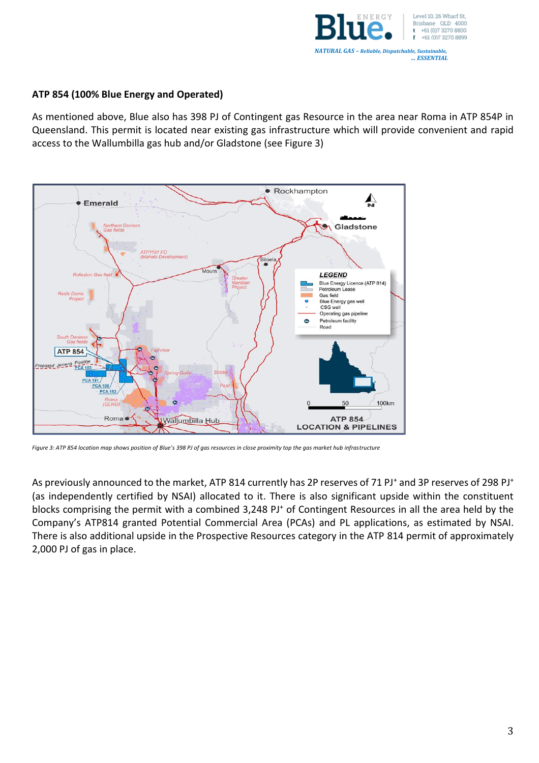**ATP 854 (100% Blue Energy and Operated)**

As mentioned above, Blue also has 398 PJ of Contingent gas Resource in the area near Roma in ATP 854P in Queensland. This permit is located near existing gas infrastructure which will provide convenient and rapid access to the Wallumbilla gas hub and/or Gladstone (see Figure 3)

*Figure 3: ATP 854 location map shows position of Blue's 398 PJ of gas resources in close proximity top the gas market hub infrastructure*

As previously announced to the market, ATP 814 currently has 2P reserves of 71 PJ+ and 3P reserves of 298 PJ+ (as independently certified by NSAI) allocated to it. There is also significant upside within the constituent blocks comprising the permit with a combined 3,248 PJ+ of Contingent Resources in all the area held by the Company's ATP814 granted Potential Commercial Area (PCAs) and PL applications, as estimated by NSAI. There is also additional upside in the Prospective Resources category in the ATP 814 permit of approximately 2,000 PJ of gas in place.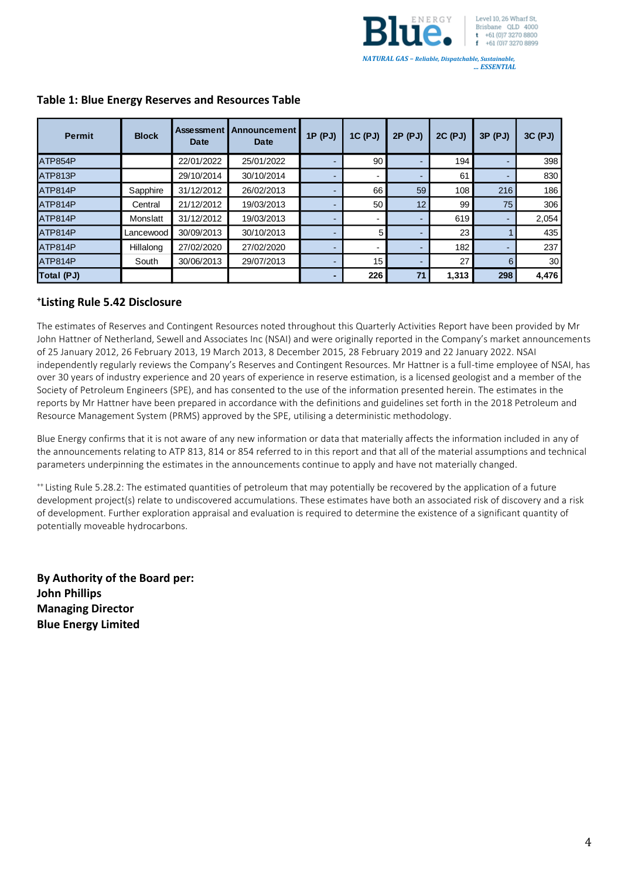Level 10, 26 Wharf St, Brisbane QLD 4000
t +61 (0)7 3270 8800
f +61 (0)7 3270 8899

*NATURAL GAS – Reliable, Dispatchable, Sustainable, ... ESSENTIAL*

### Table 1: Blue Energy Reserves and Resources Table

| Permit | Block | Assessment Date | Announcement Date | 1P (PJ) | 1C (PJ) | 2P (PJ) | 2C (PJ) | 3P (PJ) | 3C (PJ) |
|---|---|---|---|---|---|---|---|---|---|
| ATP854P | | 22/01/2022 | 25/01/2022 | - | 90 | - | 194 | - | 398 |
| ATP813P | | 29/10/2014 | 30/10/2014 | - | - | - | 61 | - | 830 |
| ATP814P | Sapphire | 31/12/2012 | 26/02/2013 | - | 66 | 59 | 108 | 216 | 186 |
| ATP814P | Central | 21/12/2012 | 19/03/2013 | - | 50 | 12 | 99 | 75 | 306 |
| ATP814P | Monslatt | 31/12/2012 | 19/03/2013 | - | - | - | 619 | - | 2,054 |
| ATP814P | Lancewood | 30/09/2013 | 30/10/2013 | - | 5 | - | 23 | 1 | 435 |
| ATP814P | Hillalong | 27/02/2020 | 27/02/2020 | - | - | - | 182 | - | 237 |
| ATP814P | South | 30/06/2013 | 29/07/2013 | - | 15 | - | 27 | 6 | 30 |
| **Total (PJ)** | | | | **-** | **226** | **71** | **1,313** | **298** | **4,476** |

### +Listing Rule 5.42 Disclosure

The estimates of Reserves and Contingent Resources noted throughout this Quarterly Activities Report have been provided by Mr John Hattner of Netherland, Sewell and Associates Inc (NSAI) and were originally reported in the Company's market announcements of 25 January 2012, 26 February 2013, 19 March 2013, 8 December 2015, 28 February 2019 and 22 January 2022. NSAI independently regularly reviews the Company's Reserves and Contingent Resources. Mr Hattner is a full-time employee of NSAI, has over 30 years of industry experience and 20 years of experience in reserve estimation, is a licensed geologist and a member of the Society of Petroleum Engineers (SPE), and has consented to the use of the information presented herein. The estimates in the reports by Mr Hattner have been prepared in accordance with the definitions and guidelines set forth in the 2018 Petroleum and Resource Management System (PRMS) approved by the SPE, utilising a deterministic methodology.

Blue Energy confirms that it is not aware of any new information or data that materially affects the information included in any of the announcements relating to ATP 813, 814 or 854 referred to in this report and that all of the material assumptions and technical parameters underpinning the estimates in the announcements continue to apply and have not materially changed.

++ Listing Rule 5.28.2: The estimated quantities of petroleum that may potentially be recovered by the application of a future development project(s) relate to undiscovered accumulations. These estimates have both an associated risk of discovery and a risk of development. Further exploration appraisal and evaluation is required to determine the existence of a significant quantity of potentially moveable hydrocarbons.

**By Authority of the Board per:**
**John Phillips**
**Managing Director**
**Blue Energy Limited**